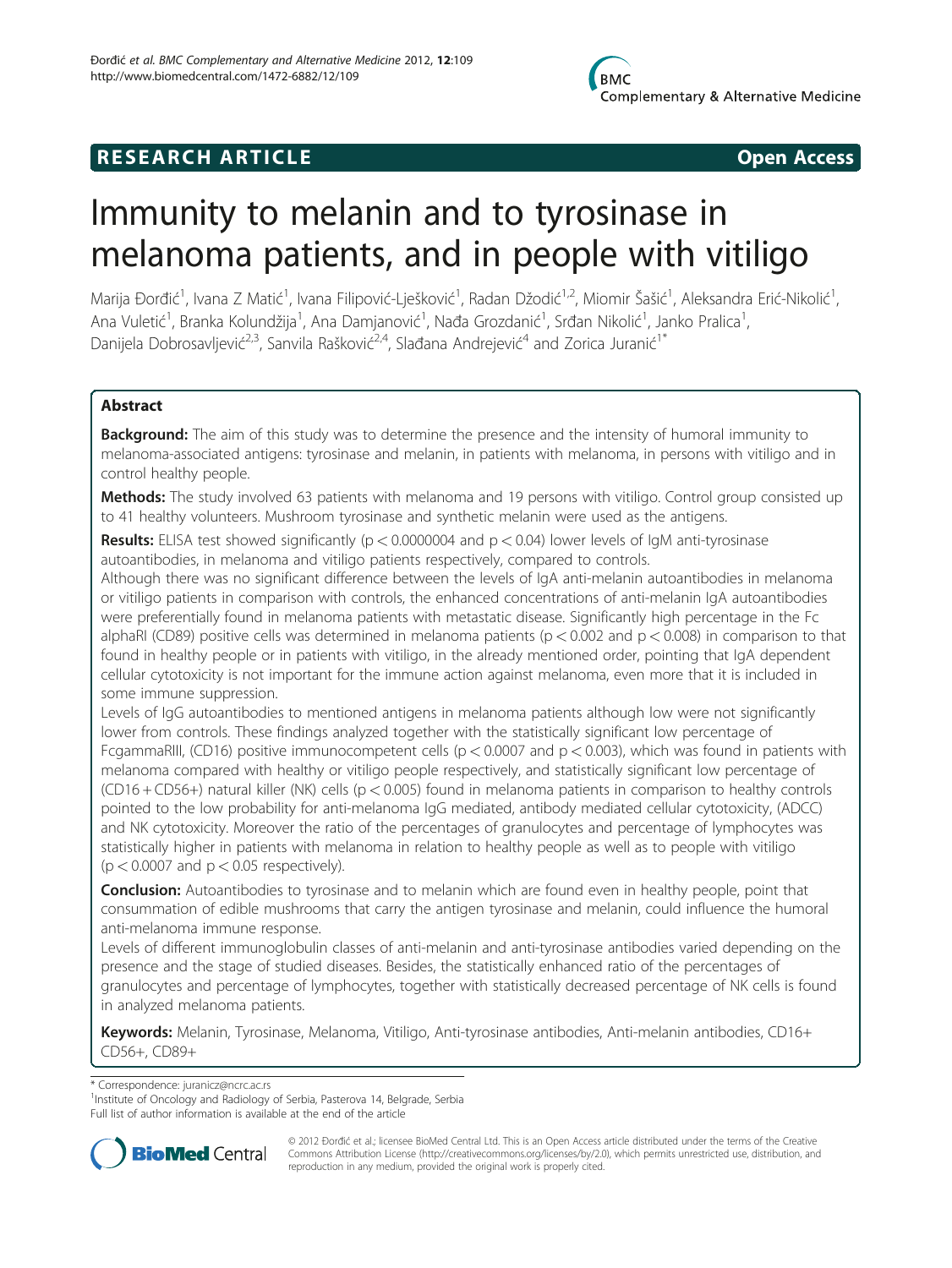RESEARCH ARTICLE

Open Access

# Immunity to melanin and to tyrosinase in melanoma patients, and in people with vitiligo

Marija Đorđić[1], Ivana Z Matić[1], Ivana Filipović-Lješković[1], Radan Džodić[1,2], Miomir Šašić[1], Aleksandra Erić-Nikolić[1], Ana Vuletić[1], Branka Kolundžija[1], Ana Damjanović[1], Nađa Grozdanić[1], Srđan Nikolić[1], Janko Pralica[1], Danijela Dobrosavljević[2,3], Sanvila Rašković[2,4], Slađana Andrejević[4] and Zorica Juranić[1*]

## Abstract

**Background:** The aim of this study was to determine the presence and the intensity of humoral immunity to melanoma-associated antigens: tyrosinase and melanin, in patients with melanoma, in persons with vitiligo and in control healthy people.

**Methods:** The study involved 63 patients with melanoma and 19 persons with vitiligo. Control group consisted up to 41 healthy volunteers. Mushroom tyrosinase and synthetic melanin were used as the antigens.

**Results:** ELISA test showed significantly ($p < 0.0000004$ and $p < 0.04$) lower levels of IgM anti-tyrosinase autoantibodies, in melanoma and vitiligo patients respectively, compared to controls.

Although there was no significant difference between the levels of IgA anti-melanin autoantibodies in melanoma or vitiligo patients in comparison with controls, the enhanced concentrations of anti-melanin IgA autoantibodies were preferentially found in melanoma patients with metastatic disease. Significantly high percentage in the Fc alphaRI (CD89) positive cells was determined in melanoma patients ($p < 0.002$ and $p < 0.008$) in comparison to that found in healthy people or in patients with vitiligo, in the already mentioned order, pointing that IgA dependent cellular cytotoxicity is not important for the immune action against melanoma, even more that it is included in some immune suppression.

Levels of IgG autoantibodies to mentioned antigens in melanoma patients although low were not significantly lower from controls. These findings analyzed together with the statistically significant low percentage of FcgammaRIII, (CD16) positive immunocompetent cells ($p < 0.0007$ and $p < 0.003$), which was found in patients with melanoma compared with healthy or vitiligo people respectively, and statistically significant low percentage of (CD16 + CD56+) natural killer (NK) cells ($p < 0.005$) found in melanoma patients in comparison to healthy controls pointed to the low probability for anti-melanoma IgG mediated, antibody mediated cellular cytotoxicity, (ADCC) and NK cytotoxicity. Moreover the ratio of the percentages of granulocytes and percentage of lymphocytes was statistically higher in patients with melanoma in relation to healthy people as well as to people with vitiligo ($p < 0.0007$ and $p < 0.05$ respectively).

**Conclusion:** Autoantibodies to tyrosinase and to melanin which are found even in healthy people, point that consummation of edible mushrooms that carry the antigen tyrosinase and melanin, could influence the humoral anti-melanoma immune response.

Levels of different immunoglobulin classes of anti-melanin and anti-tyrosinase antibodies varied depending on the presence and the stage of studied diseases. Besides, the statistically enhanced ratio of the percentages of granulocytes and percentage of lymphocytes, together with statistically decreased percentage of NK cells is found in analyzed melanoma patients.

**Keywords:** Melanin, Tyrosinase, Melanoma, Vitiligo, Anti-tyrosinase antibodies, Anti-melanin antibodies, CD16+ CD56+, CD89+

\* Correspondence: juranicz@ncrc.ac.rs
[1]Institute of Oncology and Radiology of Serbia, Pasterova 14, Belgrade, Serbia
Full list of author information is available at the end of the article

© 2012 Đorđić et al.; licensee BioMed Central Ltd. This is an Open Access article distributed under the terms of the Creative Commons Attribution License (http://creativecommons.org/licenses/by/2.0), which permits unrestricted use, distribution, and reproduction in any medium, provided the original work is properly cited.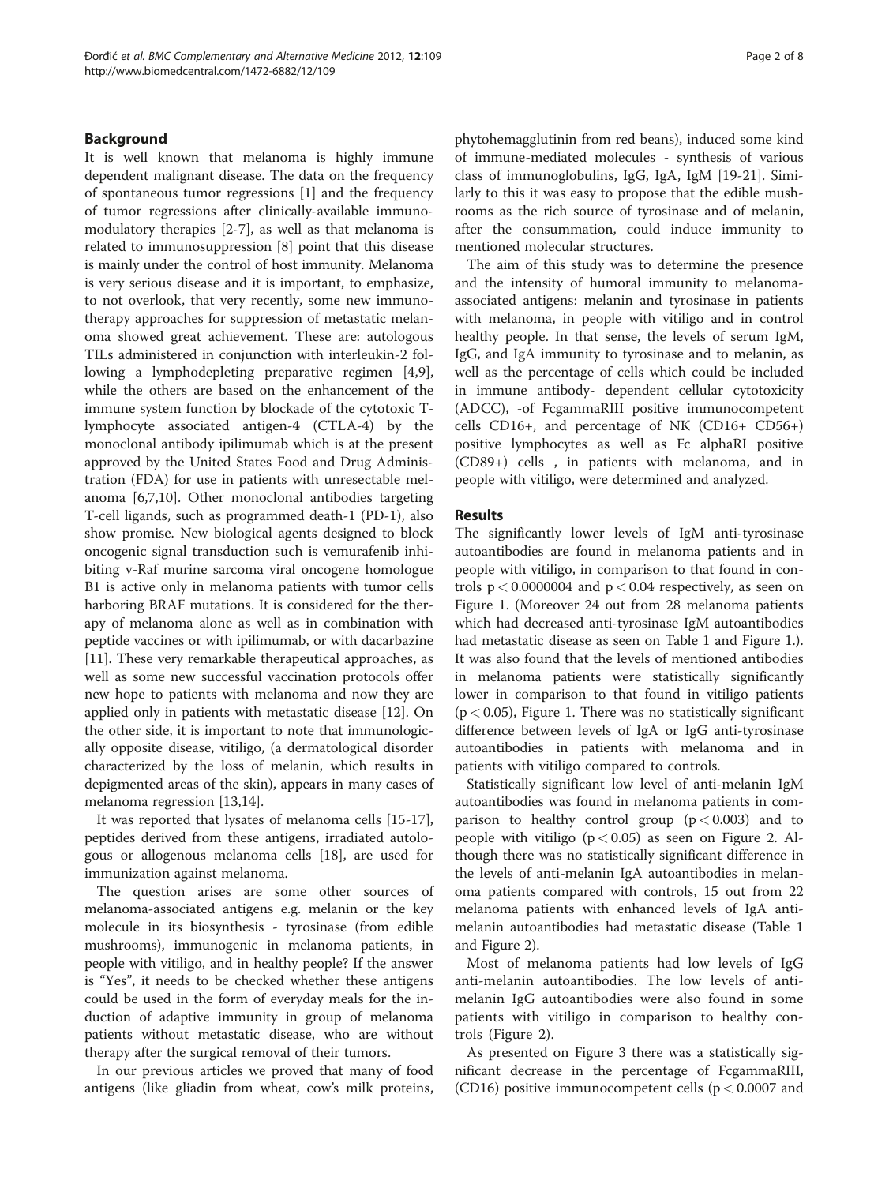## Background

It is well known that melanoma is highly immune dependent malignant disease. The data on the frequency of spontaneous tumor regressions [1] and the frequency of tumor regressions after clinically-available immunomodulatory therapies [2-7], as well as that melanoma is related to immunosuppression [8] point that this disease is mainly under the control of host immunity. Melanoma is very serious disease and it is important, to emphasize, to not overlook, that very recently, some new immunotherapy approaches for suppression of metastatic melanoma showed great achievement. These are: autologous TILs administered in conjunction with interleukin-2 following a lymphodepleting preparative regimen [4,9], while the others are based on the enhancement of the immune system function by blockade of the cytotoxic T-lymphocyte associated antigen-4 (CTLA-4) by the monoclonal antibody ipilimumab which is at the present approved by the United States Food and Drug Administration (FDA) for use in patients with unresectable melanoma [6,7,10]. Other monoclonal antibodies targeting T-cell ligands, such as programmed death-1 (PD-1), also show promise. New biological agents designed to block oncogenic signal transduction such is vemurafenib inhibiting v-Raf murine sarcoma viral oncogene homologue B1 is active only in melanoma patients with tumor cells harboring BRAF mutations. It is considered for the therapy of melanoma alone as well as in combination with peptide vaccines or with ipilimumab, or with dacarbazine [11]. These very remarkable therapeutical approaches, as well as some new successful vaccination protocols offer new hope to patients with melanoma and now they are applied only in patients with metastatic disease [12]. On the other side, it is important to note that immunologically opposite disease, vitiligo, (a dermatological disorder characterized by the loss of melanin, which results in depigmented areas of the skin), appears in many cases of melanoma regression [13,14].

It was reported that lysates of melanoma cells [15-17], peptides derived from these antigens, irradiated autologous or allogenous melanoma cells [18], are used for immunization against melanoma.

The question arises are some other sources of melanoma-associated antigens e.g. melanin or the key molecule in its biosynthesis - tyrosinase (from edible mushrooms), immunogenic in melanoma patients, in people with vitiligo, and in healthy people? If the answer is "Yes", it needs to be checked whether these antigens could be used in the form of everyday meals for the induction of adaptive immunity in group of melanoma patients without metastatic disease, who are without therapy after the surgical removal of their tumors.

In our previous articles we proved that many of food antigens (like gliadin from wheat, cow's milk proteins, phytohemagglutinin from red beans), induced some kind of immune-mediated molecules - synthesis of various class of immunoglobulins, IgG, IgA, IgM [19-21]. Similarly to this it was easy to propose that the edible mushrooms as the rich source of tyrosinase and of melanin, after the consummation, could induce immunity to mentioned molecular structures.

The aim of this study was to determine the presence and the intensity of humoral immunity to melanoma-associated antigens: melanin and tyrosinase in patients with melanoma, in people with vitiligo and in control healthy people. In that sense, the levels of serum IgM, IgG, and IgA immunity to tyrosinase and to melanin, as well as the percentage of cells which could be included in immune antibody- dependent cellular cytotoxicity (ADCC), -of FcgammaRIII positive immunocompetent cells CD16+, and percentage of NK (CD16+ CD56+) positive lymphocytes as well as Fc alphaRI positive (CD89+) cells , in patients with melanoma, and in people with vitiligo, were determined and analyzed.

## Results

The significantly lower levels of IgM anti-tyrosinase autoantibodies are found in melanoma patients and in people with vitiligo, in comparison to that found in controls $p < 0.0000004$ and $p < 0.04$ respectively, as seen on Figure 1. (Moreover 24 out from 28 melanoma patients which had decreased anti-tyrosinase IgM autoantibodies had metastatic disease as seen on Table 1 and Figure 1.). It was also found that the levels of mentioned antibodies in melanoma patients were statistically significantly lower in comparison to that found in vitiligo patients ($p < 0.05$), Figure 1. There was no statistically significant difference between levels of IgA or IgG anti-tyrosinase autoantibodies in patients with melanoma and in patients with vitiligo compared to controls.

Statistically significant low level of anti-melanin IgM autoantibodies was found in melanoma patients in comparison to healthy control group ($p < 0.003$) and to people with vitiligo ($p < 0.05$) as seen on Figure 2. Although there was no statistically significant difference in the levels of anti-melanin IgA autoantibodies in melanoma patients compared with controls, 15 out from 22 melanoma patients with enhanced levels of IgA anti-melanin autoantibodies had metastatic disease (Table 1 and Figure 2).

Most of melanoma patients had low levels of IgG anti-melanin autoantibodies. The low levels of anti-melanin IgG autoantibodies were also found in some patients with vitiligo in comparison to healthy controls (Figure 2).

As presented on Figure 3 there was a statistically significant decrease in the percentage of FcgammaRIII, (CD16) positive immunocompetent cells ($p < 0.0007$ and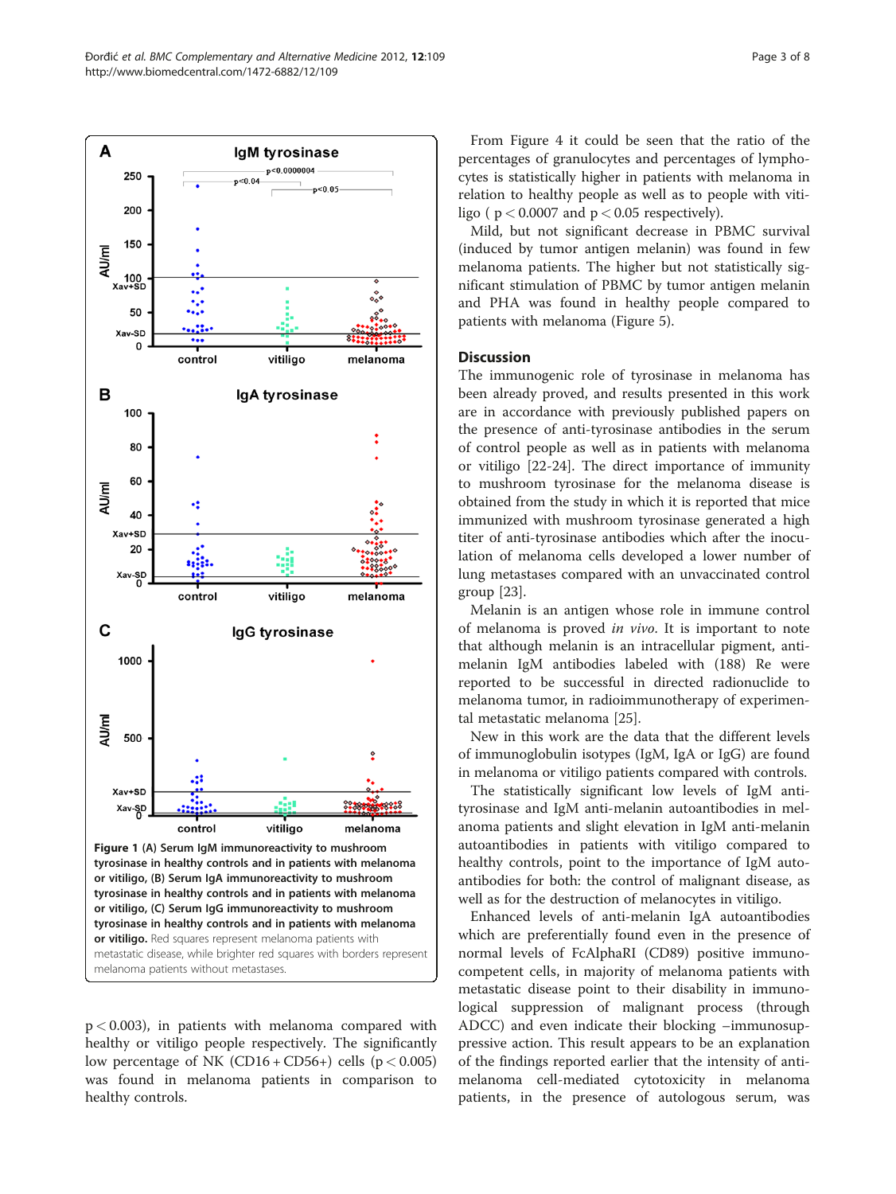Figure 1 (A) Serum IgM immunoreactivity to mushroom tyrosinase in healthy controls and in patients with melanoma or vitiligo, (B) Serum IgA immunoreactivity to mushroom tyrosinase in healthy controls and in patients with melanoma or vitiligo, (C) Serum IgG immunoreactivity to mushroom tyrosinase in healthy controls and in patients with melanoma or vitiligo. Red squares represent melanoma patients with metastatic disease, while brighter red squares with borders represent melanoma patients without metastases.

$p < 0.003$), in patients with melanoma compared with healthy or vitiligo people respectively. The significantly low percentage of NK (CD16 + CD56+) cells ($p < 0.005$) was found in melanoma patients in comparison to healthy controls.

From Figure 4 it could be seen that the ratio of the percentages of granulocytes and percentages of lymphocytes is statistically higher in patients with melanoma in relation to healthy people as well as to people with vitiligo ( $p < 0.0007$ and $p < 0.05$ respectively).

Mild, but not significant decrease in PBMC survival (induced by tumor antigen melanin) was found in few melanoma patients. The higher but not statistically significant stimulation of PBMC by tumor antigen melanin and PHA was found in healthy people compared to patients with melanoma (Figure 5).

## Discussion

The immunogenic role of tyrosinase in melanoma has been already proved, and results presented in this work are in accordance with previously published papers on the presence of anti-tyrosinase antibodies in the serum of control people as well as in patients with melanoma or vitiligo [22-24]. The direct importance of immunity to mushroom tyrosinase for the melanoma disease is obtained from the study in which it is reported that mice immunized with mushroom tyrosinase generated a high titer of anti-tyrosinase antibodies which after the inoculation of melanoma cells developed a lower number of lung metastases compared with an unvaccinated control group [23].

Melanin is an antigen whose role in immune control of melanoma is proved *in vivo*. It is important to note that although melanin is an intracellular pigment, anti-melanin IgM antibodies labeled with (188) Re were reported to be successful in directed radionuclide to melanoma tumor, in radioimmunotherapy of experimental metastatic melanoma [25].

New in this work are the data that the different levels of immunoglobulin isotypes (IgM, IgA or IgG) are found in melanoma or vitiligo patients compared with controls.

The statistically significant low levels of IgM anti-tyrosinase and IgM anti-melanin autoantibodies in melanoma patients and slight elevation in IgM anti-melanin autoantibodies in patients with vitiligo compared to healthy controls, point to the importance of IgM autoantibodies for both: the control of malignant disease, as well as for the destruction of melanocytes in vitiligo.

Enhanced levels of anti-melanin IgA autoantibodies which are preferentially found even in the presence of normal levels of FcAlphaRI (CD89) positive immunocompetent cells, in majority of melanoma patients with metastatic disease point to their disability in immunological suppression of malignant process (through ADCC) and even indicate their blocking –immunosuppressive action. This result appears to be an explanation of the findings reported earlier that the intensity of anti-melanoma cell-mediated cytotoxicity in melanoma patients, in the presence of autologous serum, was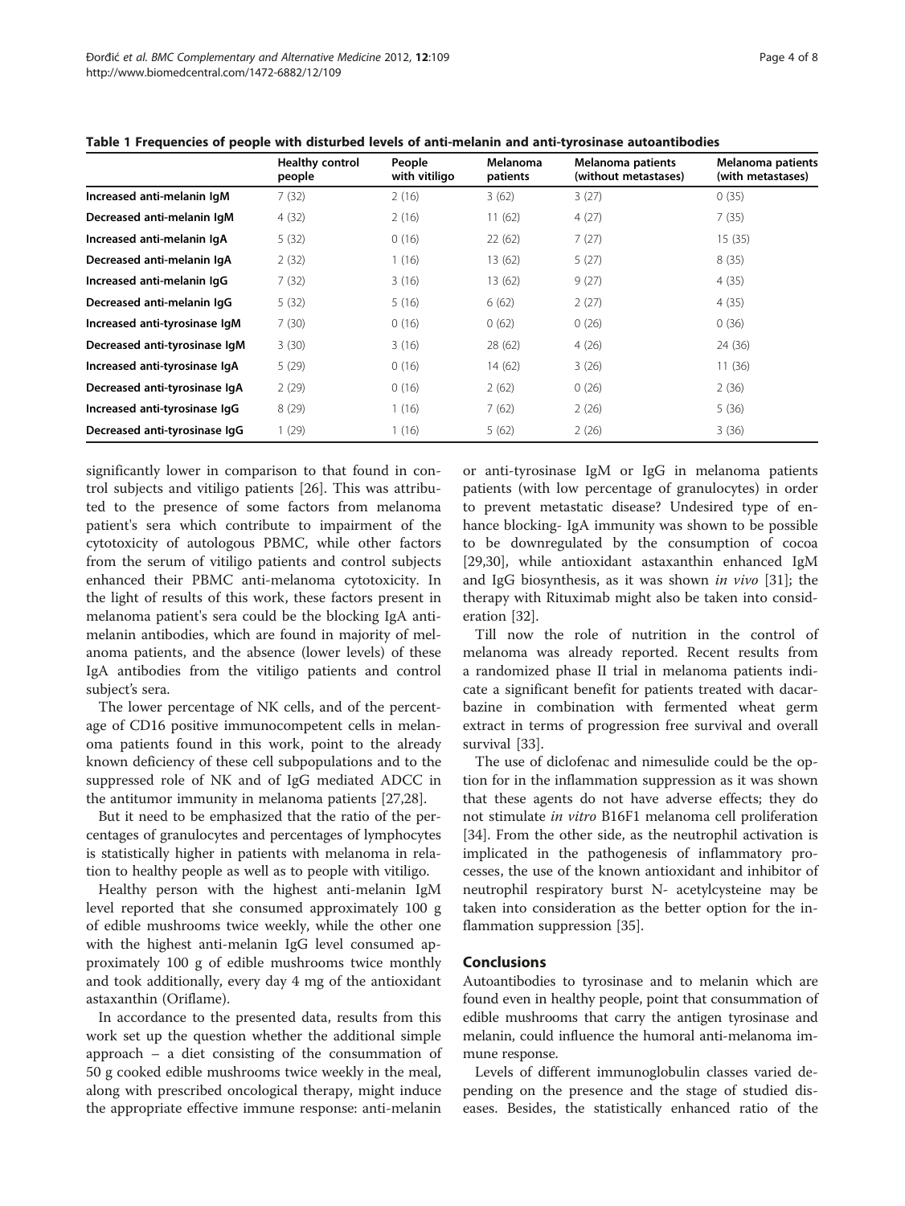**Table 1 Frequencies of people with disturbed levels of anti-melanin and anti-tyrosinase autoantibodies**

| | Healthy control people | People with vitiligo | Melanoma patients | Melanoma patients (without metastases) | Melanoma patients (with metastases) |
|---|---|---|---|---|---|
| **Increased anti-melanin IgM** | 7 (32) | 2 (16) | 3 (62) | 3 (27) | 0 (35) |
| **Decreased anti-melanin IgM** | 4 (32) | 2 (16) | 11 (62) | 4 (27) | 7 (35) |
| **Increased anti-melanin IgA** | 5 (32) | 0 (16) | 22 (62) | 7 (27) | 15 (35) |
| **Decreased anti-melanin IgA** | 2 (32) | 1 (16) | 13 (62) | 5 (27) | 8 (35) |
| **Increased anti-melanin IgG** | 7 (32) | 3 (16) | 13 (62) | 9 (27) | 4 (35) |
| **Decreased anti-melanin IgG** | 5 (32) | 5 (16) | 6 (62) | 2 (27) | 4 (35) |
| **Increased anti-tyrosinase IgM** | 7 (30) | 0 (16) | 0 (62) | 0 (26) | 0 (36) |
| **Decreased anti-tyrosinase IgM** | 3 (30) | 3 (16) | 28 (62) | 4 (26) | 24 (36) |
| **Increased anti-tyrosinase IgA** | 5 (29) | 0 (16) | 14 (62) | 3 (26) | 11 (36) |
| **Decreased anti-tyrosinase IgA** | 2 (29) | 0 (16) | 2 (62) | 0 (26) | 2 (36) |
| **Increased anti-tyrosinase IgG** | 8 (29) | 1 (16) | 7 (62) | 2 (26) | 5 (36) |
| **Decreased anti-tyrosinase IgG** | 1 (29) | 1 (16) | 5 (62) | 2 (26) | 3 (36) |

significantly lower in comparison to that found in control subjects and vitiligo patients [26]. This was attributed to the presence of some factors from melanoma patient's sera which contribute to impairment of the cytotoxicity of autologous PBMC, while other factors from the serum of vitiligo patients and control subjects enhanced their PBMC anti-melanoma cytotoxicity. In the light of results of this work, these factors present in melanoma patient's sera could be the blocking IgA anti-melanin antibodies, which are found in majority of melanoma patients, and the absence (lower levels) of these IgA antibodies from the vitiligo patients and control subject's sera.

The lower percentage of NK cells, and of the percentage of CD16 positive immunocompetent cells in melanoma patients found in this work, point to the already known deficiency of these cell subpopulations and to the suppressed role of NK and of IgG mediated ADCC in the antitumor immunity in melanoma patients [27,28].

But it need to be emphasized that the ratio of the percentages of granulocytes and percentages of lymphocytes is statistically higher in patients with melanoma in relation to healthy people as well as to people with vitiligo.

Healthy person with the highest anti-melanin IgM level reported that she consumed approximately 100 g of edible mushrooms twice weekly, while the other one with the highest anti-melanin IgG level consumed approximately 100 g of edible mushrooms twice monthly and took additionally, every day 4 mg of the antioxidant astaxanthin (Oriflame).

In accordance to the presented data, results from this work set up the question whether the additional simple approach – a diet consisting of the consummation of 50 g cooked edible mushrooms twice weekly in the meal, along with prescribed oncological therapy, might induce the appropriate effective immune response: anti-melanin or anti-tyrosinase IgM or IgG in melanoma patients patients (with low percentage of granulocytes) in order to prevent metastatic disease? Undesired type of enhance blocking- IgA immunity was shown to be possible to be downregulated by the consumption of cocoa [29,30], while antioxidant astaxanthin enhanced IgM and IgG biosynthesis, as it was shown *in vivo* [31]; the therapy with Rituximab might also be taken into consideration [32].

Till now the role of nutrition in the control of melanoma was already reported. Recent results from a randomized phase II trial in melanoma patients indicate a significant benefit for patients treated with dacarbazine in combination with fermented wheat germ extract in terms of progression free survival and overall survival [33].

The use of diclofenac and nimesulide could be the option for in the inflammation suppression as it was shown that these agents do not have adverse effects; they do not stimulate *in vitro* B16F1 melanoma cell proliferation [34]. From the other side, as the neutrophil activation is implicated in the pathogenesis of inflammatory processes, the use of the known antioxidant and inhibitor of neutrophil respiratory burst N- acetylcysteine may be taken into consideration as the better option for the inflammation suppression [35].

## Conclusions

Autoantibodies to tyrosinase and to melanin which are found even in healthy people, point that consummation of edible mushrooms that carry the antigen tyrosinase and melanin, could influence the humoral anti-melanoma immune response.

Levels of different immunoglobulin classes varied depending on the presence and the stage of studied diseases. Besides, the statistically enhanced ratio of the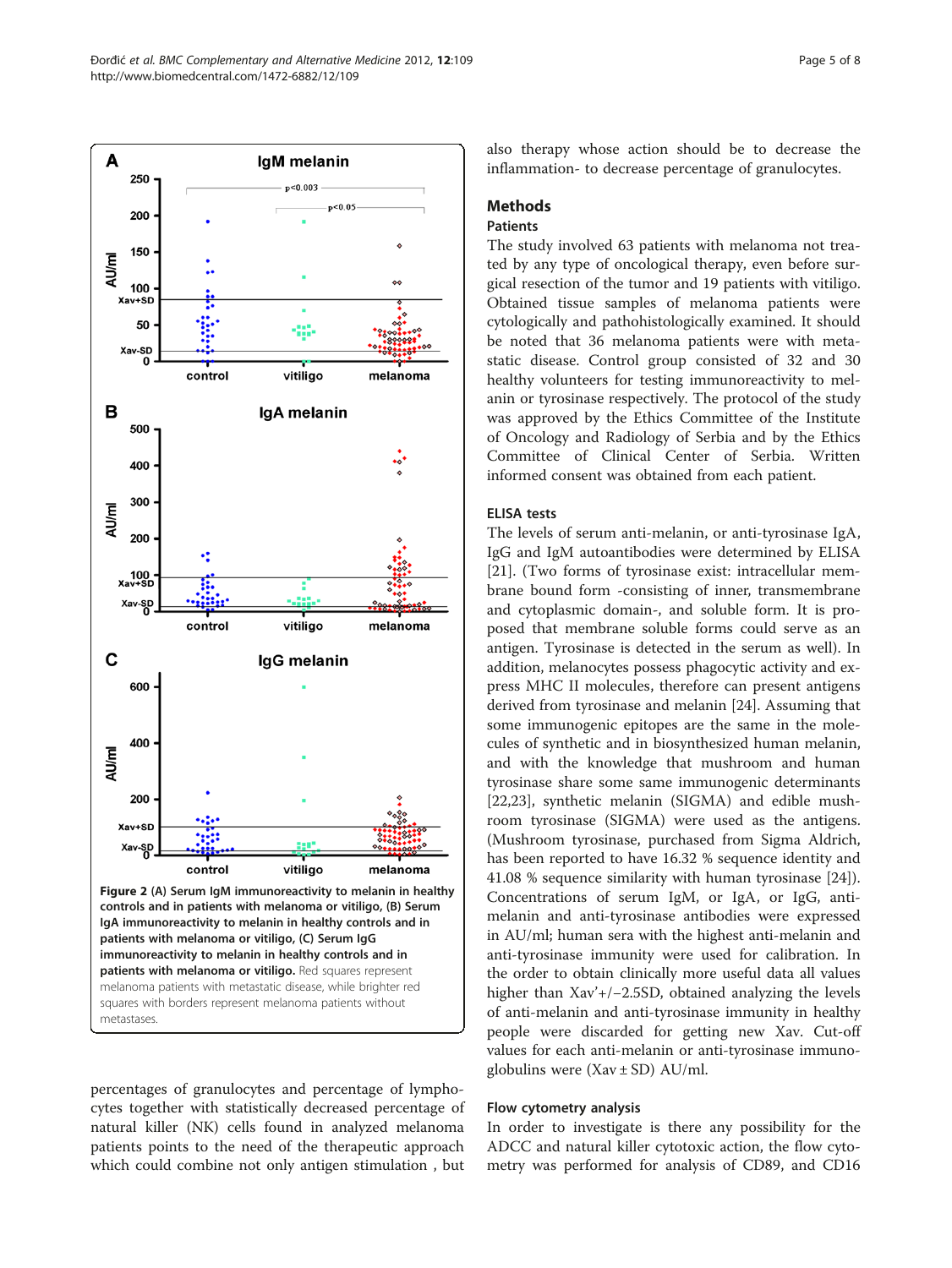**Figure 2 (A) Serum IgM immunoreactivity to melanin in healthy controls and in patients with melanoma or vitiligo, (B) Serum IgA immunoreactivity to melanin in healthy controls and in patients with melanoma or vitiligo, (C) Serum IgG immunoreactivity to melanin in healthy controls and in patients with melanoma or vitiligo.** Red squares represent melanoma patients with metastatic disease, while brighter red squares with borders represent melanoma patients without metastases.

percentages of granulocytes and percentage of lymphocytes together with statistically decreased percentage of natural killer (NK) cells found in analyzed melanoma patients points to the need of the therapeutic approach which could combine not only antigen stimulation , but also therapy whose action should be to decrease the inflammation- to decrease percentage of granulocytes.

## Methods

### Patients

The study involved 63 patients with melanoma not treated by any type of oncological therapy, even before surgical resection of the tumor and 19 patients with vitiligo. Obtained tissue samples of melanoma patients were cytologically and pathohistologically examined. It should be noted that 36 melanoma patients were with metastatic disease. Control group consisted of 32 and 30 healthy volunteers for testing immunoreactivity to melanin or tyrosinase respectively. The protocol of the study was approved by the Ethics Committee of the Institute of Oncology and Radiology of Serbia and by the Ethics Committee of Clinical Center of Serbia. Written informed consent was obtained from each patient.

### ELISA tests

The levels of serum anti-melanin, or anti-tyrosinase IgA, IgG and IgM autoantibodies were determined by ELISA [21]. (Two forms of tyrosinase exist: intracellular membrane bound form -consisting of inner, transmembrane and cytoplasmic domain-, and soluble form. It is proposed that membrane soluble forms could serve as an antigen. Tyrosinase is detected in the serum as well). In addition, melanocytes possess phagocytic activity and express MHC II molecules, therefore can present antigens derived from tyrosinase and melanin [24]. Assuming that some immunogenic epitopes are the same in the molecules of synthetic and in biosynthesized human melanin, and with the knowledge that mushroom and human tyrosinase share some same immunogenic determinants [22,23], synthetic melanin (SIGMA) and edible mushroom tyrosinase (SIGMA) were used as the antigens. (Mushroom tyrosinase, purchased from Sigma Aldrich, has been reported to have 16.32 % sequence identity and 41.08 % sequence similarity with human tyrosinase [24]). Concentrations of serum IgM, or IgA, or IgG, anti-melanin and anti-tyrosinase antibodies were expressed in AU/ml; human sera with the highest anti-melanin and anti-tyrosinase immunity were used for calibration. In the order to obtain clinically more useful data all values higher than Xav'+/−2.5SD, obtained analyzing the levels of anti-melanin and anti-tyrosinase immunity in healthy people were discarded for getting new Xav. Cut-off values for each anti-melanin or anti-tyrosinase immunoglobulins were (Xav ± SD) AU/ml.

### Flow cytometry analysis

In order to investigate is there any possibility for the ADCC and natural killer cytotoxic action, the flow cytometry was performed for analysis of CD89, and CD16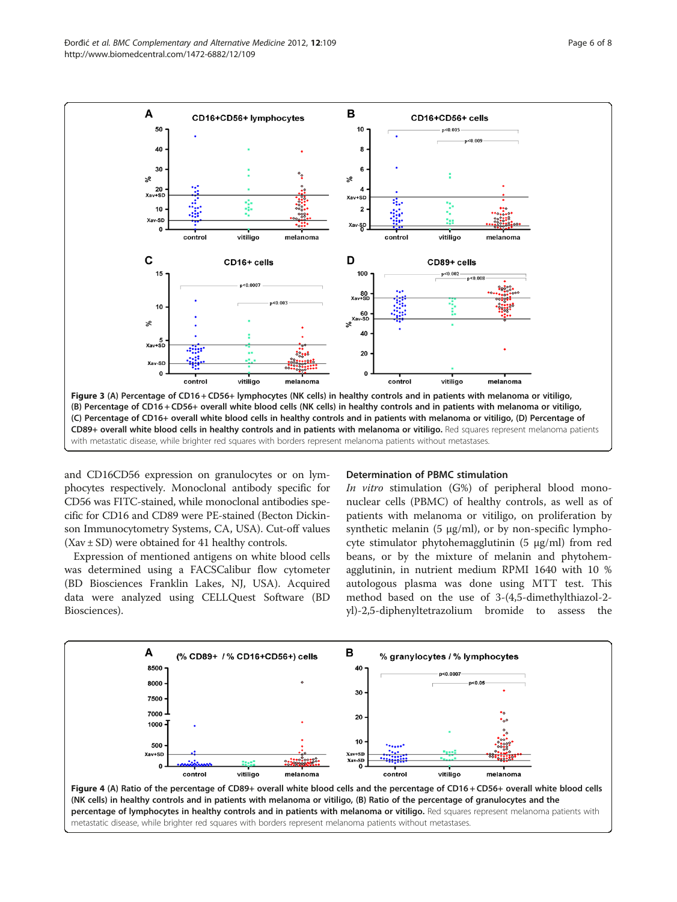**Figure 3 (A) Percentage of CD16 + CD56+ lymphocytes (NK cells) in healthy controls and in patients with melanoma or vitiligo, (B) Percentage of CD16 + CD56+ overall white blood cells (NK cells) in healthy controls and in patients with melanoma or vitiligo, (C) Percentage of CD16+ overall white blood cells in healthy controls and in patients with melanoma or vitiligo, (D) Percentage of CD89+ overall white blood cells in healthy controls and in patients with melanoma or vitiligo.** Red squares represent melanoma patients with metastatic disease, while brighter red squares with borders represent melanoma patients without metastases.

and CD16CD56 expression on granulocytes or on lymphocytes respectively. Monoclonal antibody specific for CD56 was FITC-stained, while monoclonal antibodies specific for CD16 and CD89 were PE-stained (Becton Dickinson Immunocytometry Systems, CA, USA). Cut-off values (Xav ± SD) were obtained for 41 healthy controls.

Expression of mentioned antigens on white blood cells was determined using a FACSCalibur flow cytometer (BD Biosciences Franklin Lakes, NJ, USA). Acquired data were analyzed using CELLQuest Software (BD Biosciences).

### Determination of PBMC stimulation

*In vitro* stimulation (G%) of peripheral blood mononuclear cells (PBMC) of healthy controls, as well as of patients with melanoma or vitiligo, on proliferation by synthetic melanin (5 μg/ml), or by non-specific lymphocyte stimulator phytohemagglutinin (5 μg/ml) from red beans, or by the mixture of melanin and phytohemagglutinin, in nutrient medium RPMI 1640 with 10 % autologous plasma was done using MTT test. This method based on the use of 3-(4,5-dimethylthiazol-2-yl)-2,5-diphenyltetrazolium bromide to assess the

**Figure 4 (A) Ratio of the percentage of CD89+ overall white blood cells and the percentage of CD16 + CD56+ overall white blood cells (NK cells) in healthy controls and in patients with melanoma or vitiligo, (B) Ratio of the percentage of granulocytes and the percentage of lymphocytes in healthy controls and in patients with melanoma or vitiligo.** Red squares represent melanoma patients with metastatic disease, while brighter red squares with borders represent melanoma patients without metastases.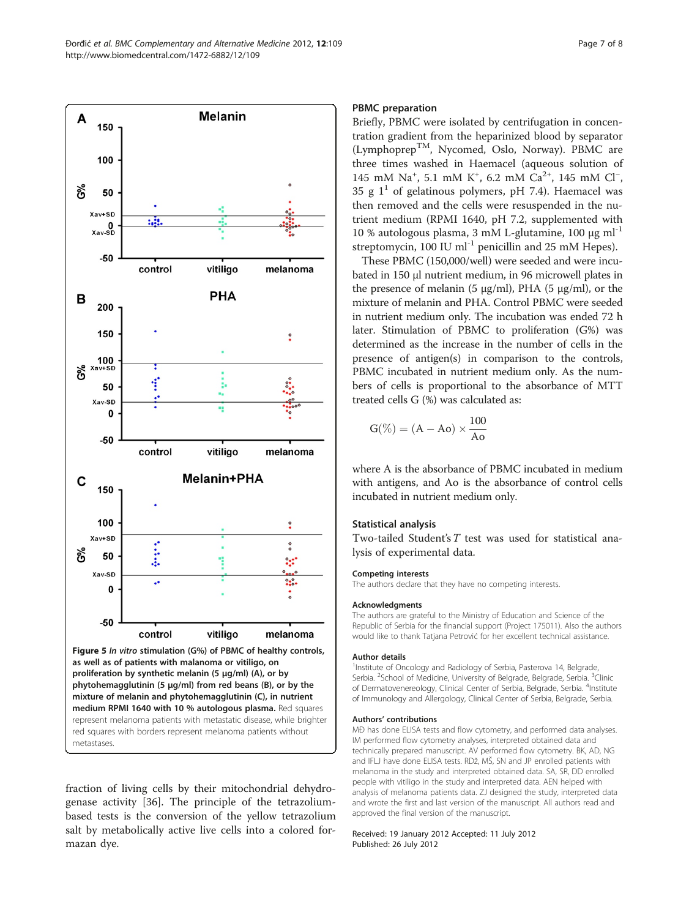**Figure 5** *In vitro* **stimulation (G%) of PBMC of healthy controls, as well as of patients with malanoma or vitiligo, on proliferation by synthetic melanin (5 μg/ml) (A), or by phytohemagglutinin (5 μg/ml) from red beans (B), or by the mixture of melanin and phytohemagglutinin (C), in nutrient medium RPMI 1640 with 10 % autologous plasma.** Red squares represent melanoma patients with metastatic disease, while brighter red squares with borders represent melanoma patients without metastases.

fraction of living cells by their mitochondrial dehydrogenase activity [36]. The principle of the tetrazolium-based tests is the conversion of the yellow tetrazolium salt by metabolically active live cells into a colored formazan dye.

### PBMC preparation

Briefly, PBMC were isolated by centrifugation in concentration gradient from the heparinized blood by separator (Lymphoprep™, Nycomed, Oslo, Norway). PBMC are three times washed in Haemacel (aqueous solution of 145 mM $Na^{+}$, 5.1 mM $K^{+}$, 6.2 mM $Ca^{2+}$, 145 mM $Cl^{-}$, 35 g $1^{1}$ of gelatinous polymers, pH 7.4). Haemacel was then removed and the cells were resuspended in the nutrient medium (RPMI 1640, pH 7.2, supplemented with 10 % autologous plasma, 3 mM L-glutamine, 100 μg $ml^{-1}$ streptomycin, 100 IU $ml^{-1}$ penicillin and 25 mM Hepes).

These PBMC (150,000/well) were seeded and were incubated in 150 μl nutrient medium, in 96 microwell plates in the presence of melanin (5 μg/ml), PHA (5 μg/ml), or the mixture of melanin and PHA. Control PBMC were seeded in nutrient medium only. The incubation was ended 72 h later. Stimulation of PBMC to proliferation (G%) was determined as the increase in the number of cells in the presence of antigen(s) in comparison to the controls, PBMC incubated in nutrient medium only. As the numbers of cells is proportional to the absorbance of MTT treated cells G (%) was calculated as:

$$G(\%) = (A - Ao) \times \frac{100}{Ao}$$

where A is the absorbance of PBMC incubated in medium with antigens, and Ao is the absorbance of control cells incubated in nutrient medium only.

### Statistical analysis

Two-tailed Student's *T* test was used for statistical analysis of experimental data.

#### Competing interests

The authors declare that they have no competing interests.

#### Acknowledgments

The authors are grateful to the Ministry of Education and Science of the Republic of Serbia for the financial support (Project 175011). Also the authors would like to thank Tatjana Petrović for her excellent technical assistance.

#### Author details

[1]Institute of Oncology and Radiology of Serbia, Pasterova 14, Belgrade, Serbia. [2]School of Medicine, University of Belgrade, Belgrade, Serbia. [3]Clinic of Dermatovenereology, Clinical Center of Serbia, Belgrade, Serbia. [4]Institute of Immunology and Allergology, Clinical Center of Serbia, Belgrade, Serbia.

#### Authors' contributions

MĐ has done ELISA tests and flow cytometry, and performed data analyses. IM performed flow cytometry analyses, interpreted obtained data and technically prepared manuscript. AV performed flow cytometry. BK, AD, NG and IFLJ have done ELISA tests. RDž, MŠ, SN and JP enrolled patients with melanoma in the study and interpreted obtained data. SA, SR, DD enrolled people with vitiligo in the study and interpreted obtained data. AEN helped with analysis of melanoma patients data. ZJ designed the study, interpreted data and wrote the first and last version of the manuscript. All authors read and approved the final version of the manuscript.

Received: 19 January 2012 Accepted: 11 July 2012
Published: 26 July 2012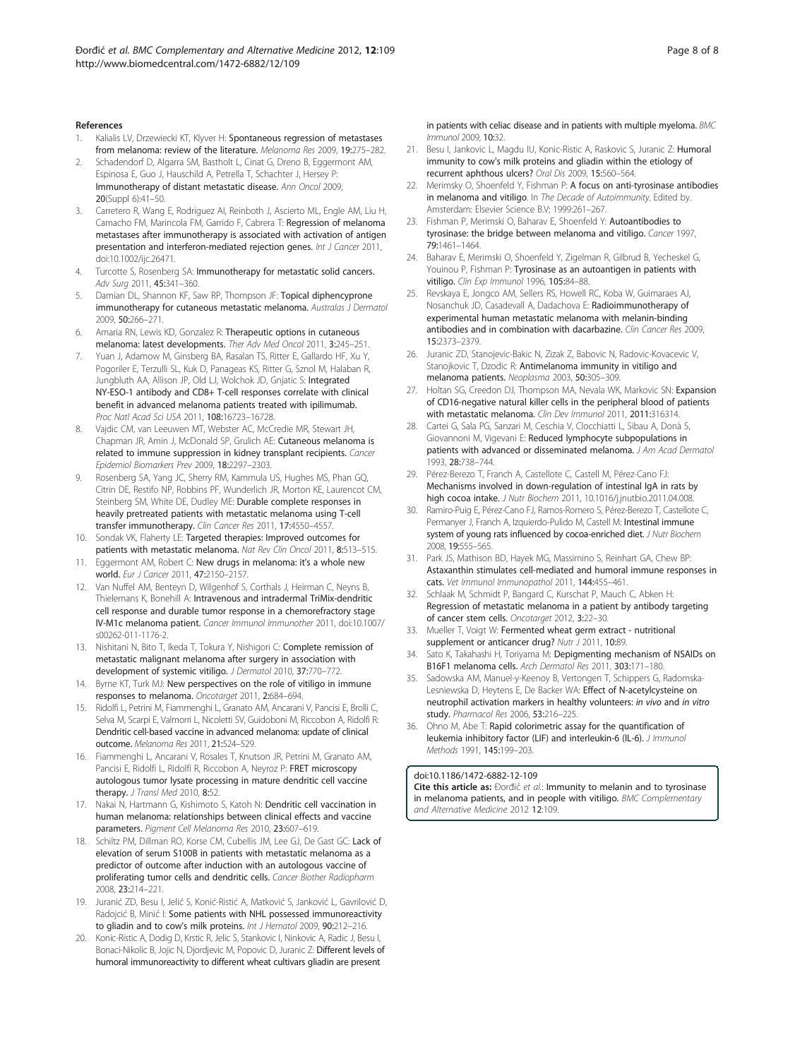## References

1. Kalialis LV, Drzewiecki KT, Klyver H: **Spontaneous regression of metastases from melanoma: review of the literature.** *Melanoma Res* 2009, **19:**275–282.
2. Schadendorf D, Algarra SM, Bastholt L, Cinat G, Dreno B, Eggermont AM, Espinosa E, Guo J, Hauschild A, Petrella T, Schachter J, Hersey P: **Immunotherapy of distant metastatic disease.** *Ann Oncol* 2009, **20**(Suppl 6):41–50.
3. Carretero R, Wang E, Rodriguez AI, Reinboth J, Ascierto ML, Engle AM, Liu H, Camacho FM, Marincola FM, Garrido F, Cabrera T: **Regression of melanoma metastases after immunotherapy is associated with activation of antigen presentation and interferon-mediated rejection genes.** *Int J Cancer* 2011, doi:10.1002/ijc.26471.
4. Turcotte S, Rosenberg SA: **Immunotherapy for metastatic solid cancers.** *Adv Surg* 2011, **45:**341–360.
5. Damian DL, Shannon KF, Saw RP, Thompson JF: **Topical diphencyprone immunotherapy for cutaneous metastatic melanoma.** *Australas J Dermatol* 2009, **50:**266–271.
6. Amaria RN, Lewis KD, Gonzalez R: **Therapeutic options in cutaneous melanoma: latest developments.** *Ther Adv Med Oncol* 2011, **3:**245–251.
7. Yuan J, Adamow M, Ginsberg BA, Rasalan TS, Ritter E, Gallardo HF, Xu Y, Pogoriler E, Terzulli SL, Kuk D, Panageas KS, Ritter G, Sznol M, Halaban R, Jungbluth AA, Allison JP, Old LJ, Wolchok JD, Gnjatic S: **Integrated NY-ESO-1 antibody and CD8+ T-cell responses correlate with clinical benefit in advanced melanoma patients treated with ipilimumab.** *Proc Natl Acad Sci USA* 2011, **108:**16723–16728.
8. Vajdic CM, van Leeuwen MT, Webster AC, McCredie MR, Stewart JH, Chapman JR, Amin J, McDonald SP, Grulich AE: **Cutaneous melanoma is related to immune suppression in kidney transplant recipients.** *Cancer Epidemiol Biomarkers Prev* 2009, **18:**2297–2303.
9. Rosenberg SA, Yang JC, Sherry RM, Kammula US, Hughes MS, Phan GQ, Citrin DE, Restifo NP, Robbins PF, Wunderlich JR, Morton KE, Laurencot CM, Steinberg SM, White DE, Dudley ME: **Durable complete responses in heavily pretreated patients with metastatic melanoma using T-cell transfer immunotherapy.** *Clin Cancer Res* 2011, **17:**4550–4557.
10. Sondak VK, Flaherty LE: **Targeted therapies: Improved outcomes for patients with metastatic melanoma.** *Nat Rev Clin Oncol* 2011, **8:**513–515.
11. Eggermont AM, Robert C: **New drugs in melanoma: it's a whole new world.** *Eur J Cancer* 2011, **47:**2150–2157.
12. Van Nuffel AM, Benteyn D, Wilgenhof S, Corthals J, Heirman C, Neyns B, Thielemans K, Bonehill A: **Intravenous and intradermal TriMix-dendritic cell response and durable tumor response in a chemorefractory stage IV-M1c melanoma patient.** *Cancer Immunol Immunother* 2011, doi:10.1007/s00262-011-1176-2.
13. Nishitani N, Bito T, Ikeda T, Tokura Y, Nishigori C: **Complete remission of metastatic malignant melanoma after surgery in association with development of systemic vitiligo.** *J Dermatol* 2010, **37:**770–772.
14. Byrne KT, Turk MJ: **New perspectives on the role of vitiligo in immune responses to melanoma.** *Oncotarget* 2011, **2:**684–694.
15. Ridolfi L, Petrini M, Fiammenghi L, Granato AM, Ancarani V, Pancisi E, Brolli C, Selva M, Scarpi E, Valmorri L, Nicoletti SV, Guidoboni M, Riccobon A, Ridolfi R: **Dendritic cell-based vaccine in advanced melanoma: update of clinical outcome.** *Melanoma Res* 2011, **21:**524–529.
16. Fiammenghi L, Ancarani V, Rosales T, Knutson JR, Petrini M, Granato AM, Pancisi E, Ridolfi L, Ridolfi R, Riccobon A, Neyroz P: **FRET microscopy autologous tumor lysate processing in mature dendritic cell vaccine therapy.** *J Transl Med* 2010, **8:**52.
17. Nakai N, Hartmann G, Kishimoto S, Katoh N: **Dendritic cell vaccination in human melanoma: relationships between clinical effects and vaccine parameters.** *Pigment Cell Melanoma Res* 2010, **23:**607–619.
18. Schiltz PM, Dillman RO, Korse CM, Cubellis JM, Lee GJ, De Gast GC: **Lack of elevation of serum S100B in patients with metastatic melanoma as a predictor of outcome after induction with an autologous vaccine of proliferating tumor cells and dendritic cells.** *Cancer Biother Radiopharm* 2008, **23:**214–221.
19. Juranić ZD, Besu I, Jelić S, Konić-Ristić A, Matković S, Janković L, Gavrilović D, Radojcić B, Minić I: **Some patients with NHL possessed immunoreactivity to gliadin and to cow's milk proteins.** *Int J Hematol* 2009, **90:**212–216.
20. Konic-Ristic A, Dodig D, Krstic R, Jelic S, Stankovic I, Ninkovic A, Radic J, Besu I, Bonaci-Nikolic B, Jojic N, Djordjevic M, Popovic D, Juranic Z: **Different levels of humoral immunoreactivity to different wheat cultivars gliadin are present in patients with celiac disease and in patients with multiple myeloma.** *BMC Immunol* 2009, **10:**32.
21. Besu I, Jankovic L, Magdu IU, Konic-Ristic A, Raskovic S, Juranic Z: **Humoral immunity to cow's milk proteins and gliadin within the etiology of recurrent aphthous ulcers?** *Oral Dis* 2009, **15:**560–564.
22. Merimsky O, Shoenfeld Y, Fishman P: **A focus on anti-tyrosinase antibodies in melanoma and vitiligo.** In *The Decade of Autoimmunity.* Edited by. Amsterdam: Elsevier Science B.V; 1999:261–267.
23. Fishman P, Merimski O, Baharav E, Shoenfeld Y: **Autoantibodies to tyrosinase: the bridge between melanoma and vitiligo.** *Cancer* 1997, **79:**1461–1464.
24. Baharav E, Merimski O, Shoenfeld Y, Zigelman R, Gilbrud B, Yecheskel G, Youinou P, Fishman P: **Tyrosinase as an autoantigen in patients with vitiligo.** *Clin Exp Immunol* 1996, **105:**84–88.
25. Revskaya E, Jongco AM, Sellers RS, Howell RC, Koba W, Guimaraes AJ, Nosanchuk JD, Casadevall A, Dadachova E: **Radioimmunotherapy of experimental human metastatic melanoma with melanin-binding antibodies and in combination with dacarbazine.** *Clin Cancer Res* 2009, **15:**2373–2379.
26. Juranic ZD, Stanojevic-Bakic N, Zizak Z, Babovic N, Radovic-Kovacevic V, Stanojkovic T, Dzodic R: **Antimelanoma immunity in vitiligo and melanoma patients.** *Neoplasma* 2003, **50:**305–309.
27. Holtan SG, Creedon DJ, Thompson MA, Nevala WK, Markovic SN: **Expansion of CD16-negative natural killer cells in the peripheral blood of patients with metastatic melanoma.** *Clin Dev Immunol* 2011, **2011:**316314.
28. Cartei G, Sala PG, Sanzari M, Ceschia V, Clocchiatti L, Sibau A, Donà S, Giovannoni M, Vigevani E: **Reduced lymphocyte subpopulations in patients with advanced or disseminated melanoma.** *J Am Acad Dermatol* 1993, **28:**738–744.
29. Pérez-Berezo T, Franch A, Castellote C, Castell M, Pérez-Cano FJ: **Mechanisms involved in down-regulation of intestinal IgA in rats by high cocoa intake.** *J Nutr Biochem* 2011, 10.1016/j.jnutbio.2011.04.008.
30. Ramiro-Puig E, Pérez-Cano FJ, Ramos-Romero S, Pérez-Berezo T, Castellote C, Permanyer J, Franch A, Izquierdo-Pulido M, Castell M: **Intestinal immune system of young rats influenced by cocoa-enriched diet.** *J Nutr Biochem* 2008, **19:**555–565.
31. Park JS, Mathison BD, Hayek MG, Massimino S, Reinhart GA, Chew BP: **Astaxanthin stimulates cell-mediated and humoral immune responses in cats.** *Vet Immunol Immunopathol* 2011, **144:**455–461.
32. Schlaak M, Schmidt P, Bangard C, Kurschat P, Mauch C, Abken H: **Regression of metastatic melanoma in a patient by antibody targeting of cancer stem cells.** *Oncotarget* 2012, **3:**22–30.
33. Mueller T, Voigt W: **Fermented wheat germ extract - nutritional supplement or anticancer drug?** *Nutr J* 2011, **10:**89.
34. Sato K, Takahashi H, Toriyama M: **Depigmenting mechanism of NSAIDs on B16F1 melanoma cells.** *Arch Dermatol Res* 2011, **303:**171–180.
35. Sadowska AM, Manuel-y-Keenoy B, Vertongen T, Schippers G, Radomska-Lesniewska D, Heytens E, De Backer WA: **Effect of N-acetylcysteine on neutrophil activation markers in healthy volunteers: *in vivo* and *in vitro* study.** *Pharmacol Res* 2006, **53:**216–225.
36. Ohno M, Abe T: **Rapid colorimetric assay for the quantification of leukemia inhibitory factor (LIF) and interleukin-6 (IL-6).** *J Immunol Methods* 1991, **145:**199–203.

doi:10.1186/1472-6882-12-109

**Cite this article as:** Đorđić *et al.*: Immunity to melanin and to tyrosinase in melanoma patients, and in people with vitiligo. *BMC Complementary and Alternative Medicine* 2012 **12**:109.